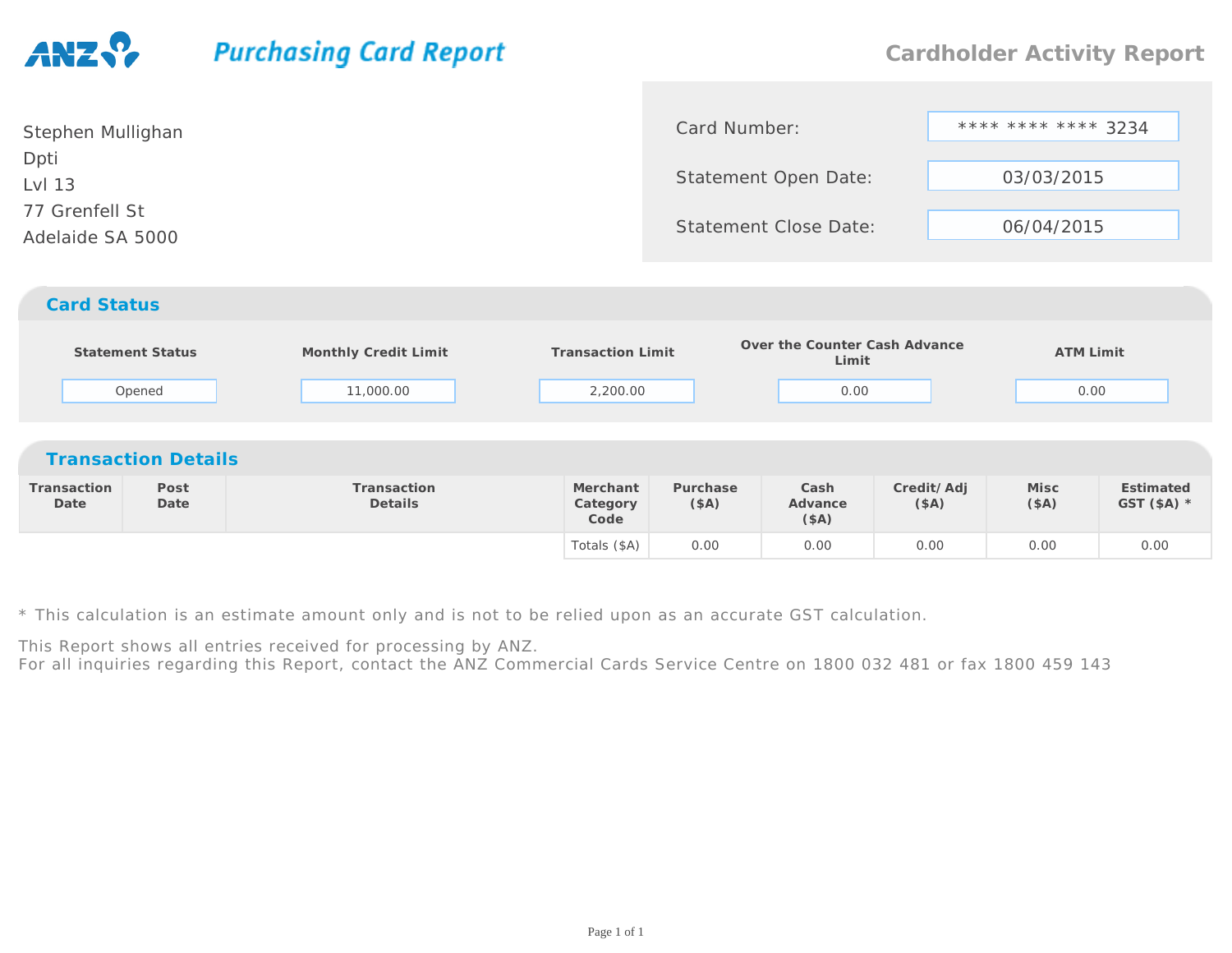ANZ **Purchasing Card Report**

# Cardholder Activity Report

Stephen Mullighan
Dpti
Lvl 13
77 Grenfell St
Adelaide SA 5000

| | |
|---|---|
| Card Number: | **** **** **** 3234 |
| Statement Open Date: | 03/03/2015 |
| Statement Close Date: | 06/04/2015 |

## Card Status

| Statement Status | Monthly Credit Limit | Transaction Limit | Over the Counter Cash Advance Limit | ATM Limit |
|---|---|---|---|---|
| Opened | 11,000.00 | 2,200.00 | 0.00 | 0.00 |

## Transaction Details

| Transaction Date | Post Date | Transaction Details | Merchant Category Code | Purchase ($A) | Cash Advance ($A) | Credit/ Adj ($A) | Misc ($A) | Estimated GST ($A) * |
|---|---|---|---|---|---|---|---|---|
| | | | Totals ($A) | 0.00 | 0.00 | 0.00 | 0.00 | 0.00 |

* This calculation is an estimate amount only and is not to be relied upon as an accurate GST calculation.

This Report shows all entries received for processing by ANZ.
For all inquiries regarding this Report, contact the ANZ Commercial Cards Service Centre on 1800 032 481 or fax 1800 459 143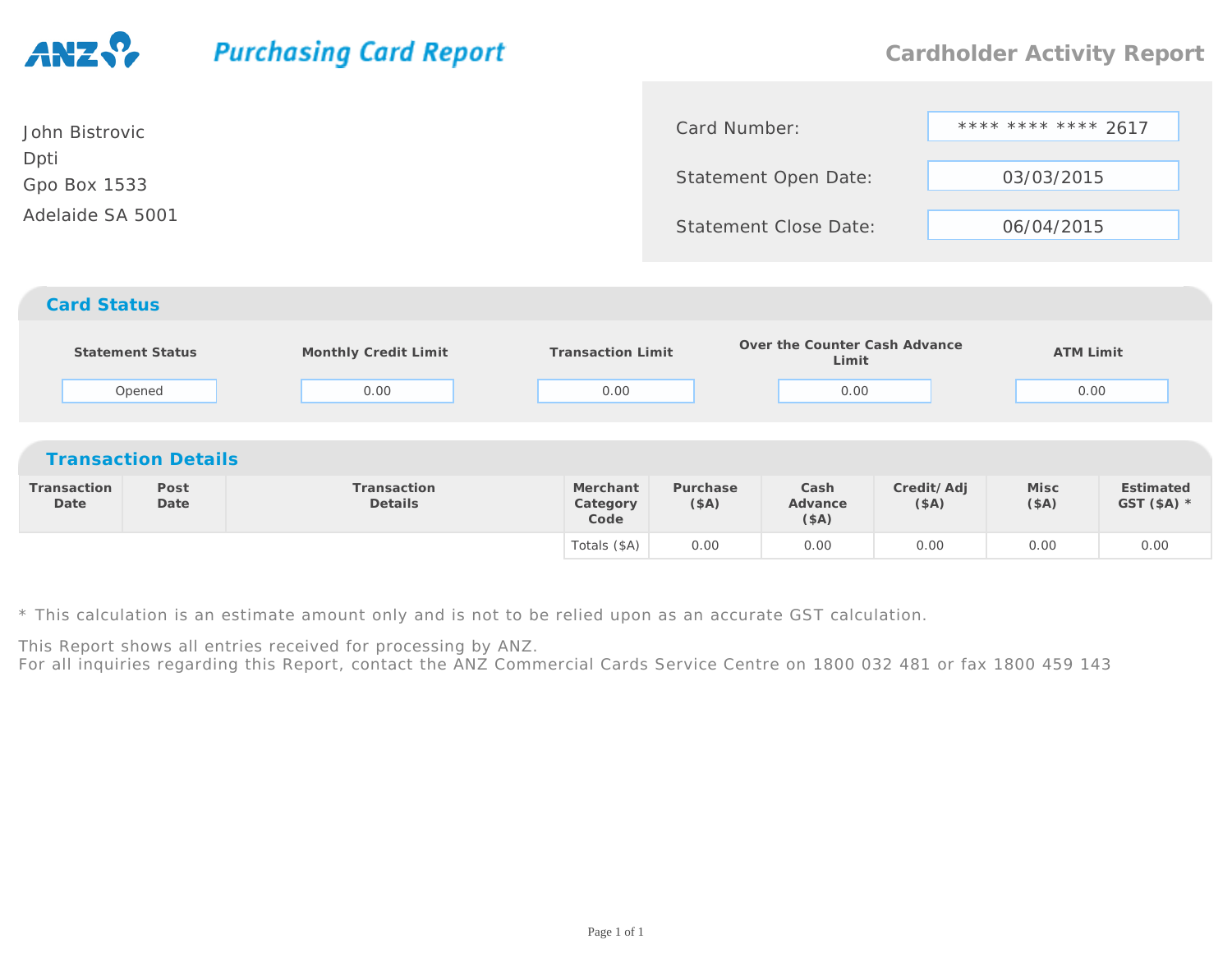ANZ **Purchasing Card Report**

# Cardholder Activity Report

John Bistrovic
Dpti
Gpo Box 1533
Adelaide SA 5001

| | |
|---|---|
| Card Number: | **** **** **** 2617 |
| Statement Open Date: | 03/03/2015 |
| Statement Close Date: | 06/04/2015 |

## Card Status

| Statement Status | Monthly Credit Limit | Transaction Limit | Over the Counter Cash Advance Limit | ATM Limit |
|---|---|---|---|---|
| Opened | 0.00 | 0.00 | 0.00 | 0.00 |

## Transaction Details

| Transaction Date | Post Date | Transaction Details | Merchant Category Code | Purchase ($A) | Cash Advance ($A) | Credit/ Adj ($A) | Misc ($A) | Estimated GST ($A) * |
|---|---|---|---|---|---|---|---|---|
| | | | Totals ($A) | 0.00 | 0.00 | 0.00 | 0.00 | 0.00 |

* This calculation is an estimate amount only and is not to be relied upon as an accurate GST calculation.

This Report shows all entries received for processing by ANZ.
For all inquiries regarding this Report, contact the ANZ Commercial Cards Service Centre on 1800 032 481 or fax 1800 459 143